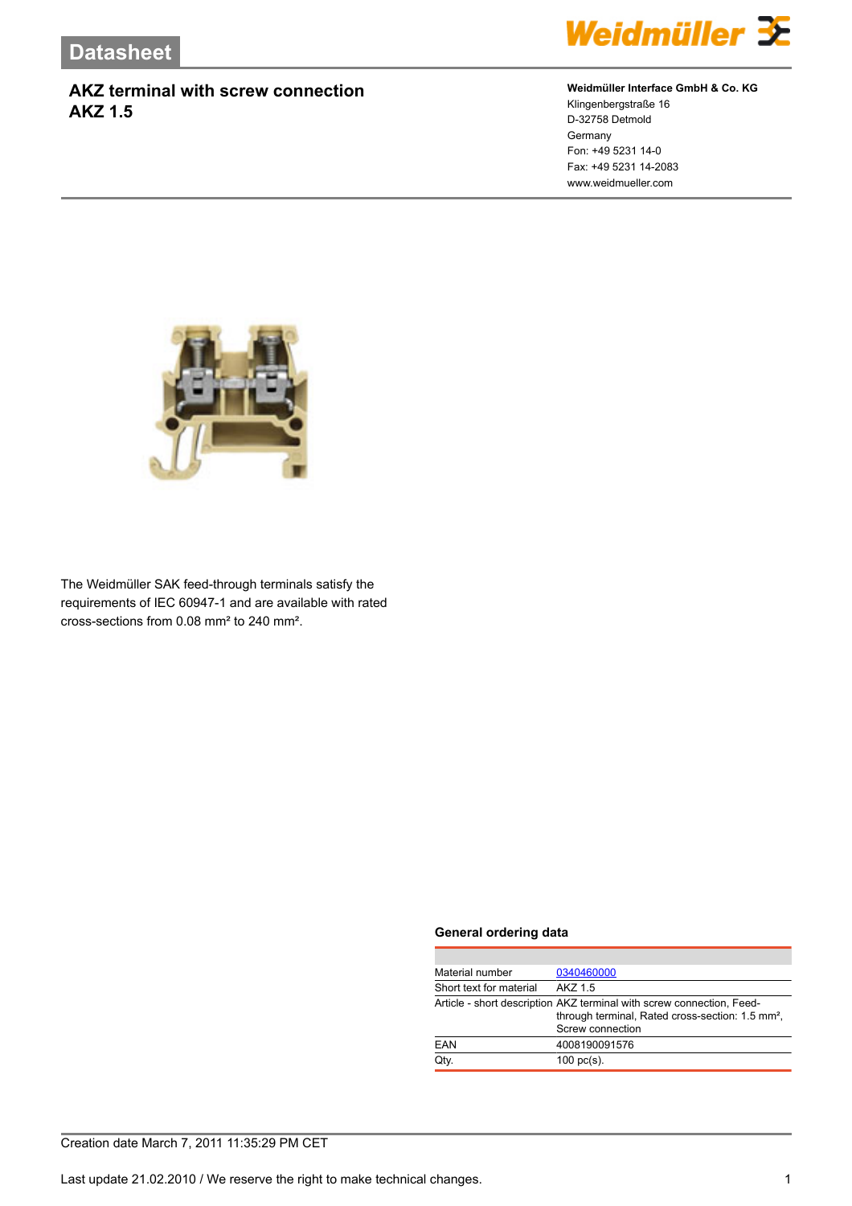# Datasheet

## AKZ terminal with screw connection
## AKZ 1.5

**Weidmüller Interface GmbH & Co. KG**
Klingenbergstraße 16
D-32758 Detmold
Germany
Fon: +49 5231 14-0
Fax: +49 5231 14-2083
www.weidmueller.com

The Weidmüller SAK feed-through terminals satisfy the requirements of IEC 60947-1 and are available with rated cross-sections from 0.08 mm² to 240 mm².

### General ordering data

| | |
|---|---|
| Material number | 0340460000 |
| Short text for material | AKZ 1.5 |
| Article - short description | AKZ terminal with screw connection, Feed-through terminal, Rated cross-section: 1.5 mm², Screw connection |
| EAN | 4008190091576 |
| Qty. | 100 pc(s). |

Creation date March 7, 2011 11:35:29 PM CET

Last update 21.02.2010 / We reserve the right to make technical changes.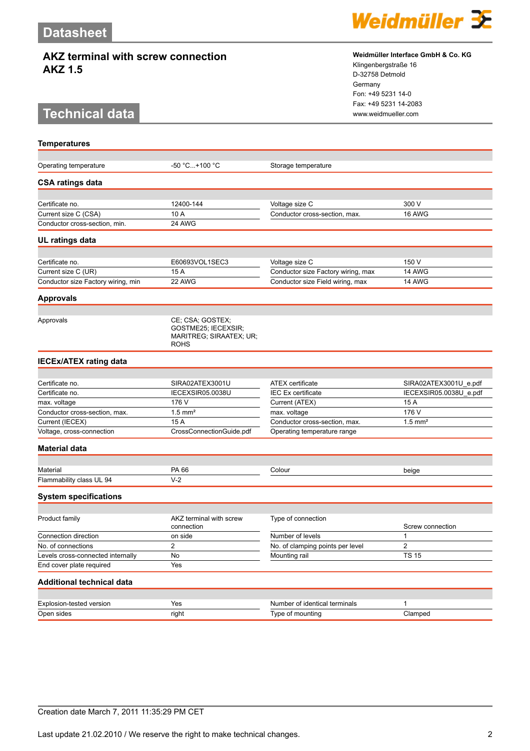# Datasheet

## AKZ terminal with screw connection
## AKZ 1.5

**Weidmüller Interface GmbH & Co. KG**
Klingenbergstraße 16
D-32758 Detmold
Germany
Fon: +49 5231 14-0
Fax: +49 5231 14-2083
www.weidmueller.com

# Technical data

### Temperatures

| | | | |
|---|---|---|---|
| Operating temperature | -50 °C...+100 °C | Storage temperature | |

### CSA ratings data

| | | | |
|---|---|---|---|
| Certificate no. | 12400-144 | Voltage size C | 300 V |
| Current size C (CSA) | 10 A | Conductor cross-section, max. | 16 AWG |
| Conductor cross-section, min. | 24 AWG | | |

### UL ratings data

| | | | |
|---|---|---|---|
| Certificate no. | E60693VOL1SEC3 | Voltage size C | 150 V |
| Current size C (UR) | 15 A | Conductor size Factory wiring, max | 14 AWG |
| Conductor size Factory wiring, min | 22 AWG | Conductor size Field wiring, max | 14 AWG |

### Approvals

| | |
|---|---|
| Approvals | CE; CSA; GOSTEX; GOSTME25; IECEXSIR; MARITREG; SIRAATEX; UR; ROHS |

### IECEx/ATEX rating data

| | | | |
|---|---|---|---|
| Certificate no. | SIRA02ATEX3001U | ATEX certificate | SIRA02ATEX3001U_e.pdf |
| Certificate no. | IECEXSIR05.0038U | IEC Ex certificate | IECEXSIR05.0038U_e.pdf |
| max. voltage | 176 V | Current (ATEX) | 15 A |
| Conductor cross-section, max. | 1.5 mm² | max. voltage | 176 V |
| Current (IECEX) | 15 A | Conductor cross-section, max. | 1.5 mm² |
| Voltage, cross-connection | CrossConnectionGuide.pdf | Operating temperature range | |

### Material data

| | | | |
|---|---|---|---|
| Material | PA 66 | Colour | beige |
| Flammability class UL 94 | V-2 | | |

### System specifications

| | | | |
|---|---|---|---|
| Product family | AKZ terminal with screw connection | Type of connection | Screw connection |
| Connection direction | on side | Number of levels | 1 |
| No. of connections | 2 | No. of clamping points per level | 2 |
| Levels cross-connected internally | No | Mounting rail | TS 15 |
| End cover plate required | Yes | | |

### Additional technical data

| | | | |
|---|---|---|---|
| Explosion-tested version | Yes | Number of identical terminals | 1 |
| Open sides | right | Type of mounting | Clamped |

Creation date March 7, 2011 11:35:29 PM CET

Last update 21.02.2010 / We reserve the right to make technical changes.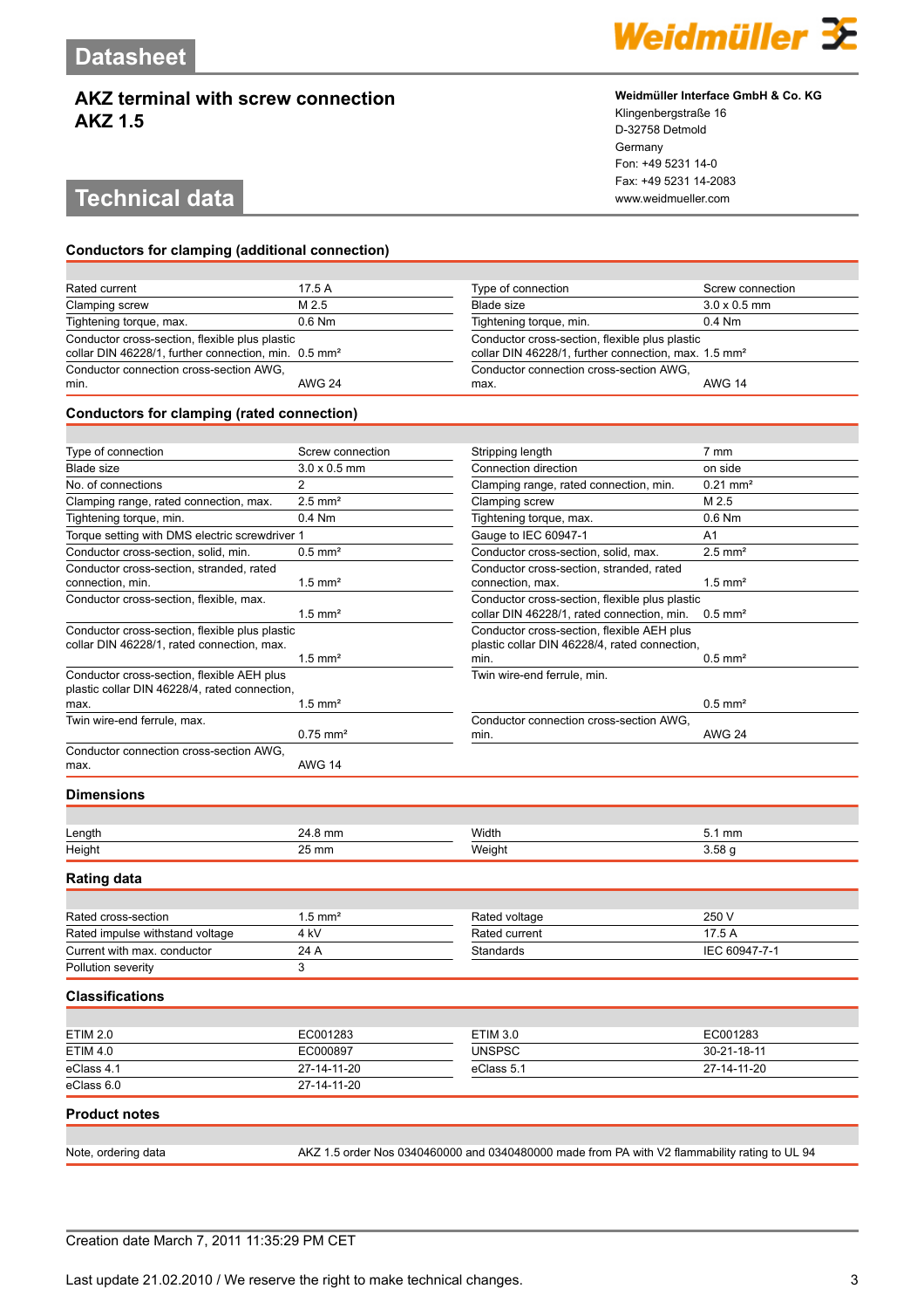# Datasheet

## AKZ terminal with screw connection
## AKZ 1.5

# Technical data

**Weidmüller Interface GmbH & Co. KG**
Klingenbergstraße 16
D-32758 Detmold
Germany
Fon: +49 5231 14-0
Fax: +49 5231 14-2083
www.weidmueller.com

### Conductors for clamping (additional connection)

| | | | |
|---|---|---|---|
| Rated current | 17.5 A | Type of connection | Screw connection |
| Clamping screw | M 2.5 | Blade size | 3.0 x 0.5 mm |
| Tightening torque, max. | 0.6 Nm | Tightening torque, min. | 0.4 Nm |
| Conductor cross-section, flexible plus plastic collar DIN 46228/1, further connection, min. | 0.5 mm² | Conductor cross-section, flexible plus plastic collar DIN 46228/1, further connection, max. | 1.5 mm² |
| Conductor connection cross-section AWG, min. | AWG 24 | Conductor connection cross-section AWG, max. | AWG 14 |

### Conductors for clamping (rated connection)

| | | | |
|---|---|---|---|
| Type of connection | Screw connection | Stripping length | 7 mm |
| Blade size | 3.0 x 0.5 mm | Connection direction | on side |
| No. of connections | 2 | Clamping range, rated connection, min. | 0.21 mm² |
| Clamping range, rated connection, max. | 2.5 mm² | Clamping screw | M 2.5 |
| Tightening torque, min. | 0.4 Nm | Tightening torque, max. | 0.6 Nm |
| Torque setting with DMS electric screwdriver | 1 | Gauge to IEC 60947-1 | A1 |
| Conductor cross-section, solid, min. | 0.5 mm² | Conductor cross-section, solid, max. | 2.5 mm² |
| Conductor cross-section, stranded, rated connection, min. | 1.5 mm² | Conductor cross-section, stranded, rated connection, max. | 1.5 mm² |
| Conductor cross-section, flexible, max. | 1.5 mm² | Conductor cross-section, flexible plus plastic collar DIN 46228/1, rated connection, min. | 0.5 mm² |
| Conductor cross-section, flexible plus plastic collar DIN 46228/1, rated connection, max. | 1.5 mm² | Conductor cross-section, flexible AEH plus plastic collar DIN 46228/4, rated connection, min. | 0.5 mm² |
| Conductor cross-section, flexible AEH plus plastic collar DIN 46228/4, rated connection, max. | 1.5 mm² | Twin wire-end ferrule, min. | 0.5 mm² |
| Twin wire-end ferrule, max. | 0.75 mm² | Conductor connection cross-section AWG, min. | AWG 24 |
| Conductor connection cross-section AWG, max. | AWG 14 | | |

### Dimensions

| | | | |
|---|---|---|---|
| Length | 24.8 mm | Width | 5.1 mm |
| Height | 25 mm | Weight | 3.58 g |

### Rating data

| | | | |
|---|---|---|---|
| Rated cross-section | 1.5 mm² | Rated voltage | 250 V |
| Rated impulse withstand voltage | 4 kV | Rated current | 17.5 A |
| Current with max. conductor | 24 A | Standards | IEC 60947-7-1 |
| Pollution severity | 3 | | |

### Classifications

| | | | |
|---|---|---|---|
| ETIM 2.0 | EC001283 | ETIM 3.0 | EC001283 |
| ETIM 4.0 | EC000897 | UNSPSC | 30-21-18-11 |
| eClass 4.1 | 27-14-11-20 | eClass 5.1 | 27-14-11-20 |
| eClass 6.0 | 27-14-11-20 | | |

### Product notes

| | |
|---|---|
| Note, ordering data | AKZ 1.5 order Nos 0340460000 and 0340480000 made from PA with V2 flammability rating to UL 94 |

Creation date March 7, 2011 11:35:29 PM CET

Last update 21.02.2010 / We reserve the right to make technical changes.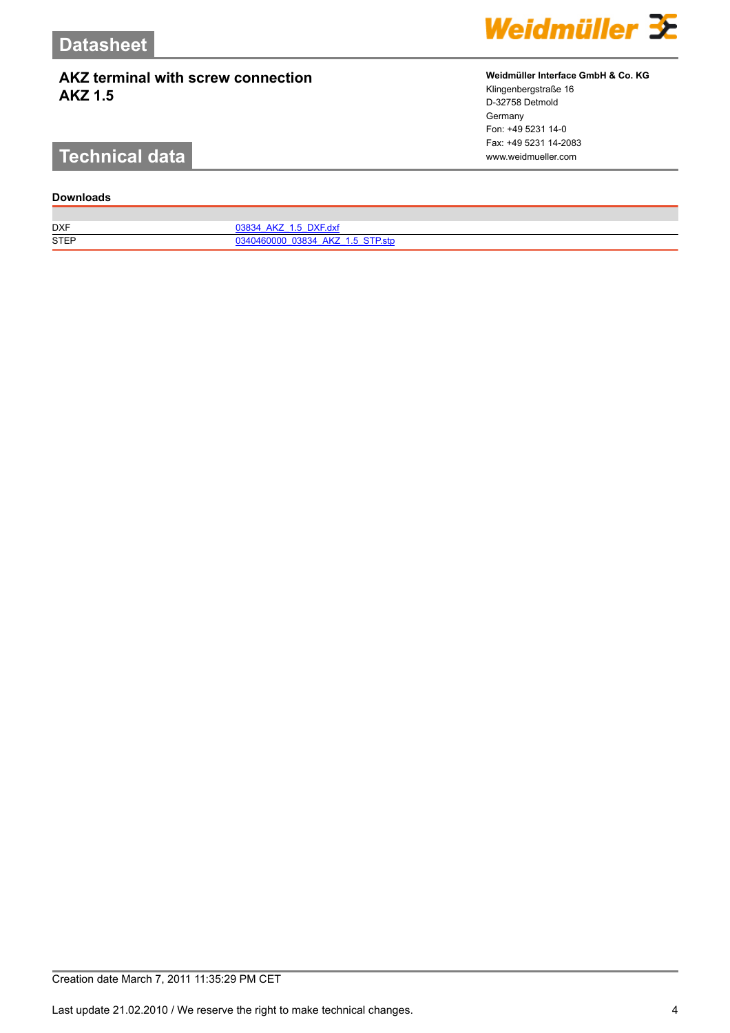# Datasheet

## AKZ terminal with screw connection
## AKZ 1.5

**Weidmüller Interface GmbH & Co. KG**
Klingenbergstraße 16
D-32758 Detmold
Germany
Fon: +49 5231 14-0
Fax: +49 5231 14-2083
www.weidmueller.com

## Technical data

### Downloads

| | |
|---|---|
| DXF | 03834_AKZ_1.5_DXF.dxf |
| STEP | 0340460000_03834_AKZ_1.5_STP.stp |

Creation date March 7, 2011 11:35:29 PM CET

Last update 21.02.2010 / We reserve the right to make technical changes.